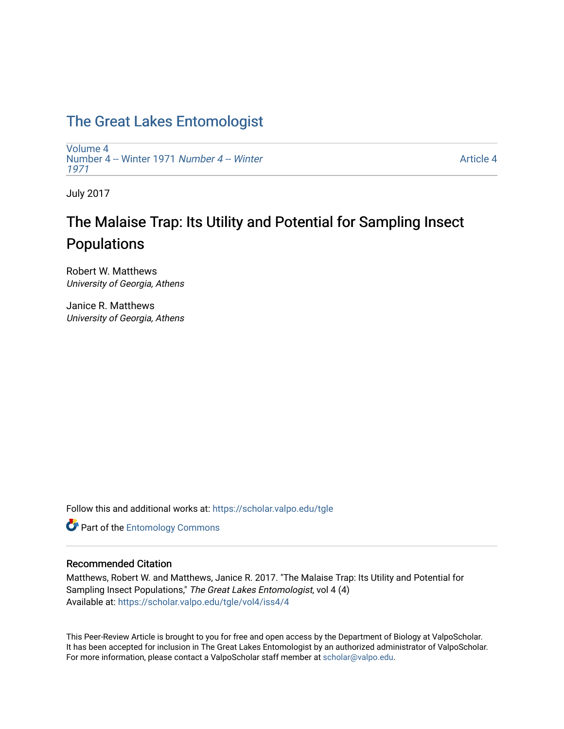# The Great Lakes Entomologist

Volume 4
Number 4 -- Winter 1971 *Number 4 -- Winter 1971*

Article 4

July 2017

## The Malaise Trap: Its Utility and Potential for Sampling Insect Populations

Robert W. Matthews
*University of Georgia, Athens*

Janice R. Matthews
*University of Georgia, Athens*

Follow this and additional works at: https://scholar.valpo.edu/tgle

Part of the Entomology Commons

### Recommended Citation

Matthews, Robert W. and Matthews, Janice R. 2017. "The Malaise Trap: Its Utility and Potential for Sampling Insect Populations," *The Great Lakes Entomologist*, vol 4 (4)
Available at: https://scholar.valpo.edu/tgle/vol4/iss4/4

This Peer-Review Article is brought to you for free and open access by the Department of Biology at ValpoScholar. It has been accepted for inclusion in The Great Lakes Entomologist by an authorized administrator of ValpoScholar. For more information, please contact a ValpoScholar staff member at scholar@valpo.edu.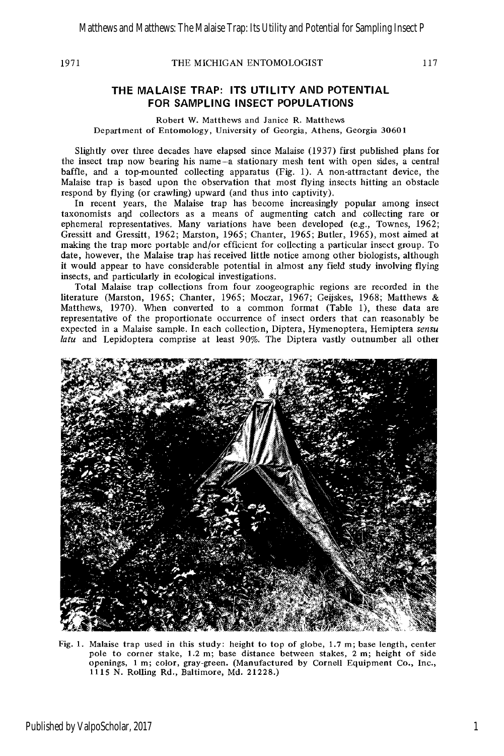# THE MALAISE TRAP: ITS UTILITY AND POTENTIAL FOR SAMPLING INSECT POPULATIONS

Robert W. Matthews and Janice R. Matthews
Department of Entomology, University of Georgia, Athens, Georgia 30601

Slightly over three decades have elapsed since Malaise (1937) first published plans for the insect trap now bearing his name–a stationary mesh tent with open sides, a central baffle, and a top-mounted collecting apparatus (Fig. 1). A non-attractant device, the Malaise trap is based upon the observation that most flying insects hitting an obstacle respond by flying (or crawling) upward (and thus into captivity).

In recent years, the Malaise trap has become increasingly popular among insect taxonomists and collectors as a means of augmenting catch and collecting rare or ephemeral representatives. Many variations have been developed (e.g., Townes, 1962; Gressitt and Gressitt, 1962; Marston, 1965; Chanter, 1965; Butler, 1965), most aimed at making the trap more portable and/or efficient for collecting a particular insect group. To date, however, the Malaise trap has received little notice among other biologists, although it would appear to have considerable potential in almost any field study involving flying insects, and particularly in ecological investigations.

Total Malaise trap collections from four zoogeographic regions are recorded in the literature (Marston, 1965; Chanter, 1965; Moczar, 1967; Geijskes, 1968; Matthews & Matthews, 1970). When converted to a common format (Table 1), these data are representative of the proportionate occurrence of insect orders that can reasonably be expected in a Malaise sample. In each collection, Diptera, Hymenoptera, Hemiptera *sensu latu* and Lepidoptera comprise at least 90%. The Diptera vastly outnumber all other

Fig. 1. Malaise trap used in this study: height to top of globe, 1.7 m; base length, center pole to corner stake, 1.2 m; base distance between stakes, 2 m; height of side openings, 1 m; color, gray-green. (Manufactured by Cornell Equipment Co., Inc., 1115 N. Rolling Rd., Baltimore, Md. 21228.)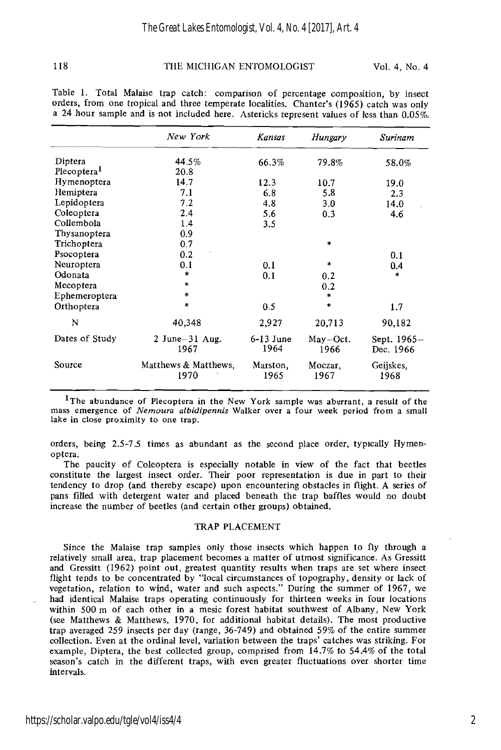Table 1. Total Malaise trap catch: comparison of percentage composition, by insect orders, from one tropical and three temperate localities. Chanter's (1965) catch was only a 24 hour sample and is not included here. Astericks represent values of less than 0.05%.

| | *New York* | *Kansas* | *Hungary* | *Surinam* |
|---|---|---|---|---|
| Diptera | 44.5% | 66.3% | 79.8% | 58.0% |
| Plecoptera[1] | 20.8 | | | |
| Hymenoptera | 14.7 | 12.3 | 10.7 | 19.0 |
| Hemiptera | 7.1 | 6.8 | 5.8 | 2.3 |
| Lepidoptera | 7.2 | 4.8 | 3.0 | 14.0 |
| Coleoptera | 2.4 | 5.6 | 0.3 | 4.6 |
| Collembola | 1.4 | 3.5 | | |
| Thysanoptera | 0.9 | | | |
| Trichoptera | 0.7 | | * | |
| Psocoptera | 0.2 | | | 0.1 |
| Neuroptera | 0.1 | 0.1 | * | 0.4 |
| Odonata | * | 0.1 | 0.2 | * |
| Mecoptera | * | | 0.2 | |
| Ephemeroptera | * | | * | |
| Orthoptera | * | 0.5 | * | 1.7 |
| N | 40,348 | 2,927 | 20,713 | 90,182 |
| Dates of Study | 2 June–31 Aug. 1967 | 6-13 June 1964 | May–Oct. 1966 | Sept. 1965–Dec. 1966 |
| Source | Matthews & Matthews, 1970 | Marston, 1965 | Moczar, 1967 | Geijskes, 1968 |

[1]The abundance of Plecoptera in the New York sample was aberrant, a result of the mass emergence of *Nemoura albidipennis* Walker over a four week period from a small lake in close proximity to one trap.

orders, being 2.5-7.5 times as abundant as the second place order, typically Hymenoptera.

The paucity of Coleoptera is especially notable in view of the fact that beetles constitute the largest insect order. Their poor representation is due in part to their tendency to drop (and thereby escape) upon encountering obstacles in flight. A series of pans filled with detergent water and placed beneath the trap baffles would no doubt increase the number of beetles (and certain other groups) obtained.

## TRAP PLACEMENT

Since the Malaise trap samples only those insects which happen to fly through a relatively small area, trap placement becomes a matter of utmost significance. As Gressitt and Gressitt (1962) point out, greatest quantity results when traps are set where insect flight tends to be concentrated by "local circumstances of topography, density or lack of vegetation, relation to wind, water and such aspects." During the summer of 1967, we had identical Malaise traps operating continuously for thirteen weeks in four locations within 500 m of each other in a mesic forest habitat southwest of Albany, New York (see Matthews & Matthews, 1970, for additional habitat details). The most productive trap averaged 259 insects per day (range, 36-749) and obtained 59% of the entire summer collection. Even at the ordinal level, variation between the traps' catches was striking. For example, Diptera, the best collected group, comprised from 14.7% to 54.4% of the total season's catch in the different traps, with even greater fluctuations over shorter time intervals.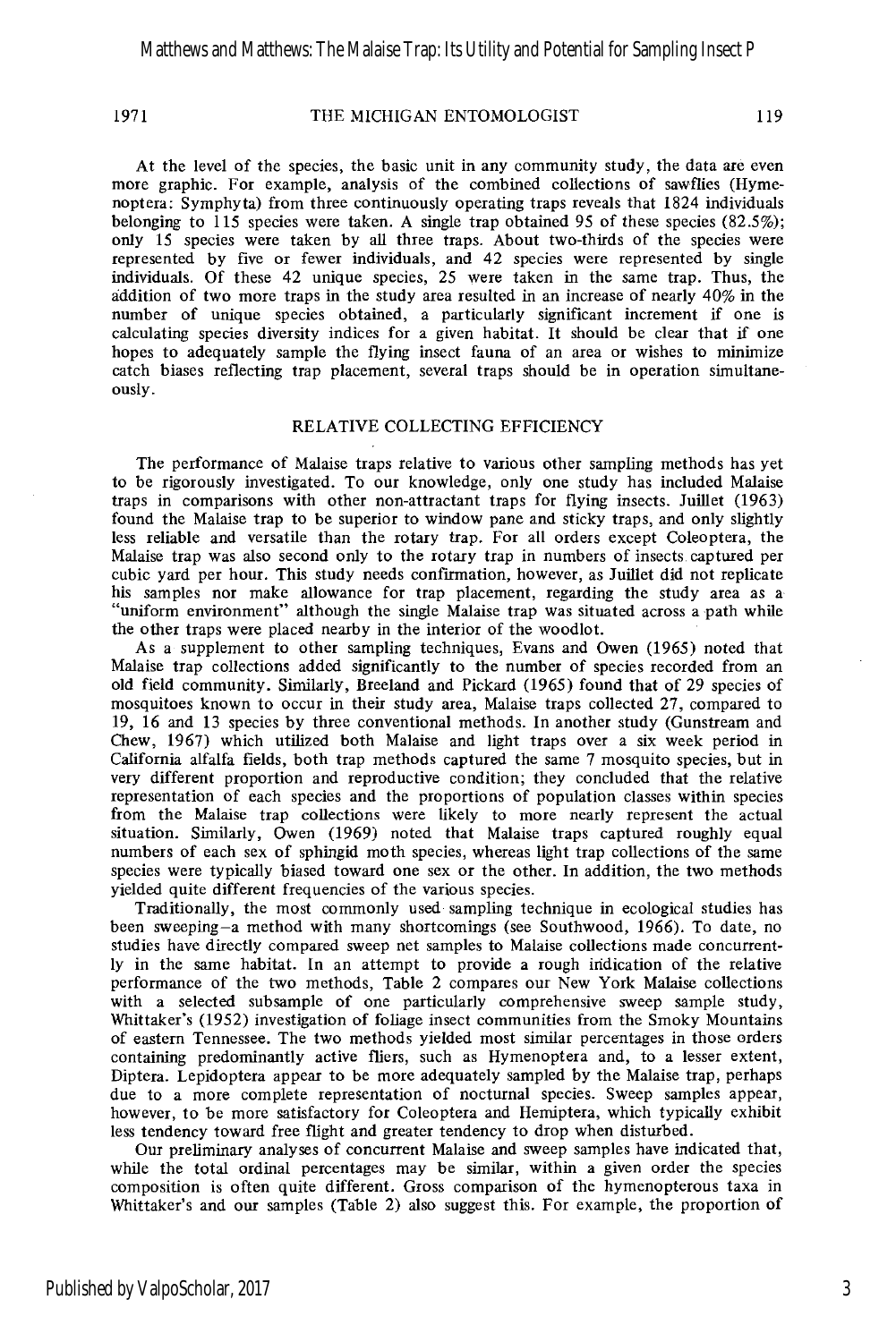At the level of the species, the basic unit in any community study, the data are even more graphic. For example, analysis of the combined collections of sawflies (Hymenoptera: Symphyta) from three continuously operating traps reveals that 1824 individuals belonging to 115 species were taken. A single trap obtained 95 of these species (82.5%); only 15 species were taken by all three traps. About two-thirds of the species were represented by five or fewer individuals, and 42 species were represented by single individuals. Of these 42 unique species, 25 were taken in the same trap. Thus, the addition of two more traps in the study area resulted in an increase of nearly 40% in the number of unique species obtained, a particularly significant increment if one is calculating species diversity indices for a given habitat. It should be clear that if one hopes to adequately sample the flying insect fauna of an area or wishes to minimize catch biases reflecting trap placement, several traps should be in operation simultaneously.

## RELATIVE COLLECTING EFFICIENCY

The performance of Malaise traps relative to various other sampling methods has yet to be rigorously investigated. To our knowledge, only one study has included Malaise traps in comparisons with other non-attractant traps for flying insects. Juillet (1963) found the Malaise trap to be superior to window pane and sticky traps, and only slightly less reliable and versatile than the rotary trap. For all orders except Coleoptera, the Malaise trap was also second only to the rotary trap in numbers of insects captured per cubic yard per hour. This study needs confirmation, however, as Juillet did not replicate his samples nor make allowance for trap placement, regarding the study area as a "uniform environment" although the single Malaise trap was situated across a path while the other traps were placed nearby in the interior of the woodlot.

As a supplement to other sampling techniques, Evans and Owen (1965) noted that Malaise trap collections added significantly to the number of species recorded from an old field community. Similarly, Breeland and Pickard (1965) found that of 29 species of mosquitoes known to occur in their study area, Malaise traps collected 27, compared to 19, 16 and 13 species by three conventional methods. In another study (Gunstream and Chew, 1967) which utilized both Malaise and light traps over a six week period in California alfalfa fields, both trap methods captured the same 7 mosquito species, but in very different proportion and reproductive condition; they concluded that the relative representation of each species and the proportions of population classes within species from the Malaise trap collections were likely to more nearly represent the actual situation. Similarly, Owen (1969) noted that Malaise traps captured roughly equal numbers of each sex of sphingid moth species, whereas light trap collections of the same species were typically biased toward one sex or the other. In addition, the two methods yielded quite different frequencies of the various species.

Traditionally, the most commonly used sampling technique in ecological studies has been sweeping—a method with many shortcomings (see Southwood, 1966). To date, no studies have directly compared sweep net samples to Malaise collections made concurrently in the same habitat. In an attempt to provide a rough indication of the relative performance of the two methods, Table 2 compares our New York Malaise collections with a selected subsample of one particularly comprehensive sweep sample study, Whittaker's (1952) investigation of foliage insect communities from the Smoky Mountains of eastern Tennessee. The two methods yielded most similar percentages in those orders containing predominantly active fliers, such as Hymenoptera and, to a lesser extent, Diptera. Lepidoptera appear to be more adequately sampled by the Malaise trap, perhaps due to a more complete representation of nocturnal species. Sweep samples appear, however, to be more satisfactory for Coleoptera and Hemiptera, which typically exhibit less tendency toward free flight and greater tendency to drop when disturbed.

Our preliminary analyses of concurrent Malaise and sweep samples have indicated that, while the total ordinal percentages may be similar, within a given order the species composition is often quite different. Gross comparison of the hymenopterous taxa in Whittaker's and our samples (Table 2) also suggest this. For example, the proportion of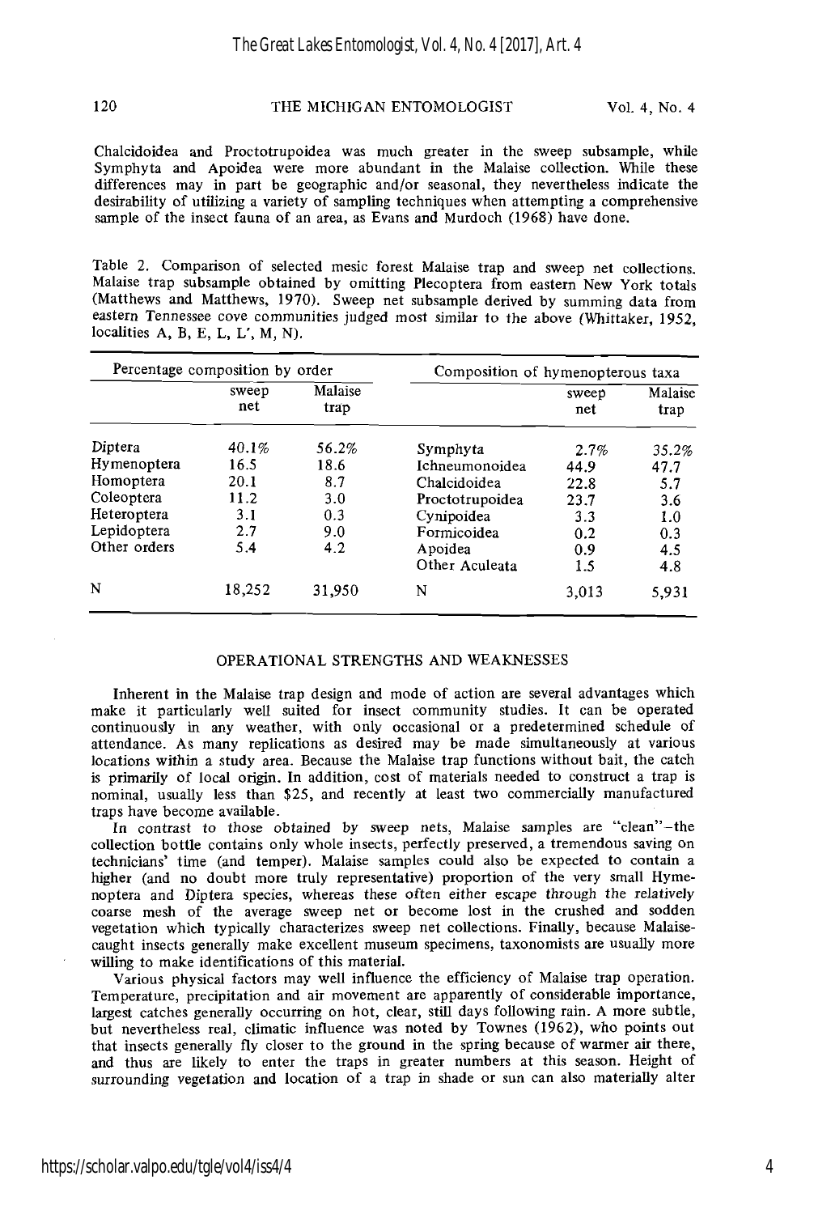Chalcidoidea and Proctotrupoidea was much greater in the sweep subsample, while Symphyta and Apoidea were more abundant in the Malaise collection. While these differences may in part be geographic and/or seasonal, they nevertheless indicate the desirability of utilizing a variety of sampling techniques when attempting a comprehensive sample of the insect fauna of an area, as Evans and Murdoch (1968) have done.

Table 2. Comparison of selected mesic forest Malaise trap and sweep net collections. Malaise trap subsample obtained by omitting Plecoptera from eastern New York totals (Matthews and Matthews, 1970). Sweep net subsample derived by summing data from eastern Tennessee cove communities judged most similar to the above (Whittaker, 1952, localities A, B, E, L, L', M, N).

| Percentage composition by order | | | Composition of hymenopterous taxa | | |
|---|---|---|---|---|---|
| | sweep net | Malaise trap | | sweep net | Malaise trap |
| Diptera | 40.1% | 56.2% | Symphyta | 2.7% | 35.2% |
| Hymenoptera | 16.5 | 18.6 | Ichneumonoidea | 44.9 | 47.7 |
| Homoptera | 20.1 | 8.7 | Chalcidoidea | 22.8 | 5.7 |
| Coleoptera | 11.2 | 3.0 | Proctotrupoidea | 23.7 | 3.6 |
| Heteroptera | 3.1 | 0.3 | Cynipoidea | 3.3 | 1.0 |
| Lepidoptera | 2.7 | 9.0 | Formicoidea | 0.2 | 0.3 |
| Other orders | 5.4 | 4.2 | Apoidea | 0.9 | 4.5 |
| | | | Other Aculeata | 1.5 | 4.8 |
| N | 18,252 | 31,950 | N | 3,013 | 5,931 |

## OPERATIONAL STRENGTHS AND WEAKNESSES

Inherent in the Malaise trap design and mode of action are several advantages which make it particularly well suited for insect community studies. It can be operated continuously in any weather, with only occasional or a predetermined schedule of attendance. As many replications as desired may be made simultaneously at various locations within a study area. Because the Malaise trap functions without bait, the catch is primarily of local origin. In addition, cost of materials needed to construct a trap is nominal, usually less than $25, and recently at least two commercially manufactured traps have become available.

In contrast to those obtained by sweep nets, Malaise samples are "clean"–the collection bottle contains only whole insects, perfectly preserved, a tremendous saving on technicians' time (and temper). Malaise samples could also be expected to contain a higher (and no doubt more truly representative) proportion of the very small Hymenoptera and Diptera species, whereas these often either escape through the relatively coarse mesh of the average sweep net or become lost in the crushed and sodden vegetation which typically characterizes sweep net collections. Finally, because Malaise-caught insects generally make excellent museum specimens, taxonomists are usually more willing to make identifications of this material.

Various physical factors may well influence the efficiency of Malaise trap operation. Temperature, precipitation and air movement are apparently of considerable importance, largest catches generally occurring on hot, clear, still days following rain. A more subtle, but nevertheless real, climatic influence was noted by Townes (1962), who points out that insects generally fly closer to the ground in the spring because of warmer air there, and thus are likely to enter the traps in greater numbers at this season. Height of surrounding vegetation and location of a trap in shade or sun can also materially alter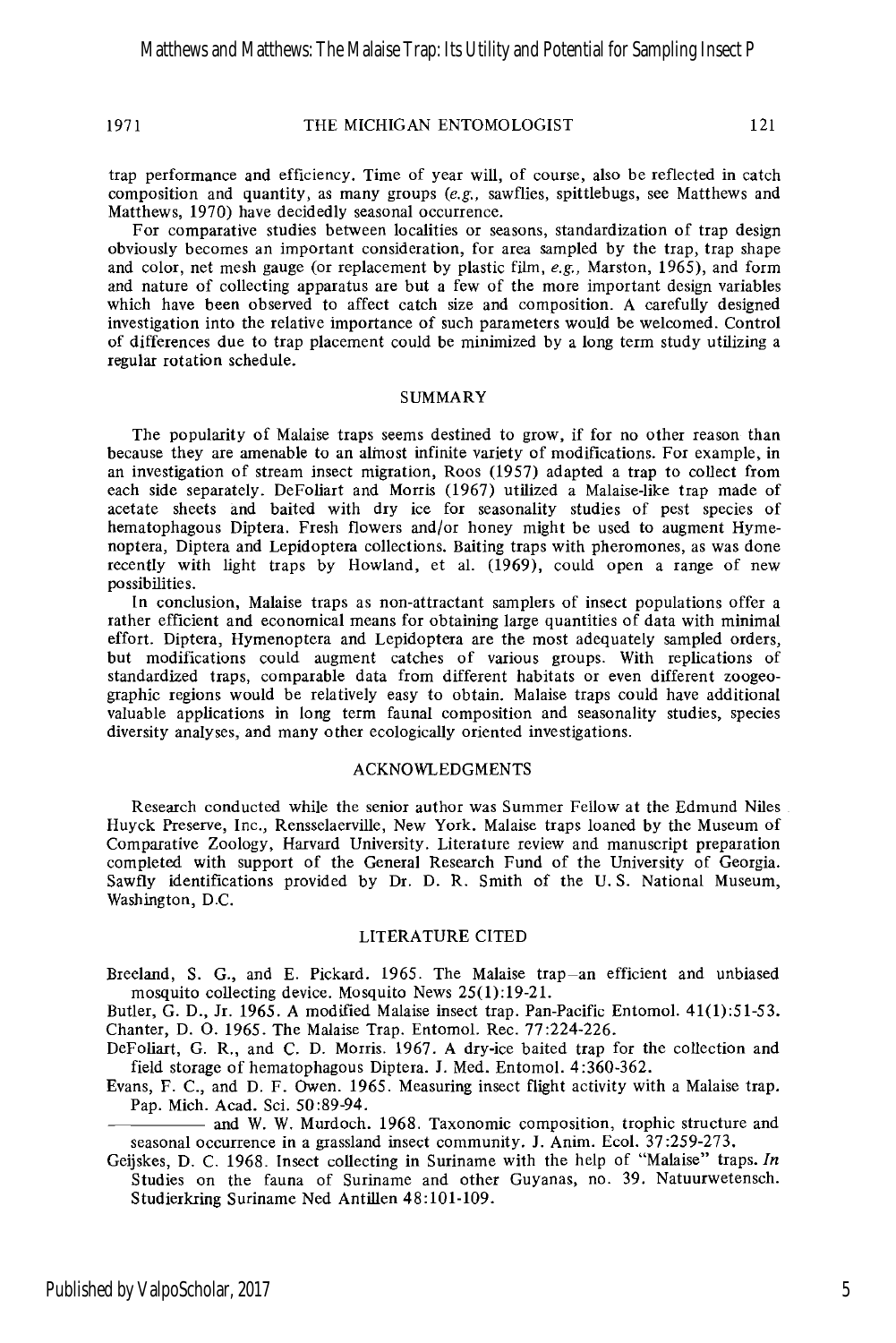trap performance and efficiency. Time of year will, of course, also be reflected in catch composition and quantity, as many groups (*e.g.*, sawflies, spittlebugs, see Matthews and Matthews, 1970) have decidedly seasonal occurrence.

For comparative studies between localities or seasons, standardization of trap design obviously becomes an important consideration, for area sampled by the trap, trap shape and color, net mesh gauge (or replacement by plastic film, *e.g.*, Marston, 1965), and form and nature of collecting apparatus are but a few of the more important design variables which have been observed to affect catch size and composition. A carefully designed investigation into the relative importance of such parameters would be welcomed. Control of differences due to trap placement could be minimized by a long term study utilizing a regular rotation schedule.

## SUMMARY

The popularity of Malaise traps seems destined to grow, if for no other reason than because they are amenable to an almost infinite variety of modifications. For example, in an investigation of stream insect migration, Roos (1957) adapted a trap to collect from each side separately. DeFoliart and Morris (1967) utilized a Malaise-like trap made of acetate sheets and baited with dry ice for seasonality studies of pest species of hematophagous Diptera. Fresh flowers and/or honey might be used to augment Hymenoptera, Diptera and Lepidoptera collections. Baiting traps with pheromones, as was done recently with light traps by Howland, et al. (1969), could open a range of new possibilities.

In conclusion, Malaise traps as non-attractant samplers of insect populations offer a rather efficient and economical means for obtaining large quantities of data with minimal effort. Diptera, Hymenoptera and Lepidoptera are the most adequately sampled orders, but modifications could augment catches of various groups. With replications of standardized traps, comparable data from different habitats or even different zoogeographic regions would be relatively easy to obtain. Malaise traps could have additional valuable applications in long term faunal composition and seasonality studies, species diversity analyses, and many other ecologically oriented investigations.

## ACKNOWLEDGMENTS

Research conducted while the senior author was Summer Fellow at the Edmund Niles Huyck Preserve, Inc., Rensselaerville, New York. Malaise traps loaned by the Museum of Comparative Zoology, Harvard University. Literature review and manuscript preparation completed with support of the General Research Fund of the University of Georgia. Sawfly identifications provided by Dr. D. R. Smith of the U. S. National Museum, Washington, D.C.

## LITERATURE CITED

Breeland, S. G., and E. Pickard. 1965. The Malaise trap–an efficient and unbiased mosquito collecting device. Mosquito News 25(1):19-21.

Butler, G. D., Jr. 1965. A modified Malaise insect trap. Pan-Pacific Entomol. 41(1):51-53.

Chanter, D. O. 1965. The Malaise Trap. Entomol. Rec. 77:224-226.

DeFoliart, G. R., and C. D. Morris. 1967. A dry-ice baited trap for the collection and field storage of hematophagous Diptera. J. Med. Entomol. 4:360-362.

Evans, F. C., and D. F. Owen. 1965. Measuring insect flight activity with a Malaise trap. Pap. Mich. Acad. Sci. 50:89-94.

———— and W. W. Murdoch. 1968. Taxonomic composition, trophic structure and seasonal occurrence in a grassland insect community. J. Anim. Ecol. 37:259-273.

Geijskes, D. C. 1968. Insect collecting in Suriname with the help of "Malaise" traps. *In* Studies on the fauna of Suriname and other Guyanas, no. 39. Natuurwetensch. Studierkring Suriname Ned Antillen 48:101-109.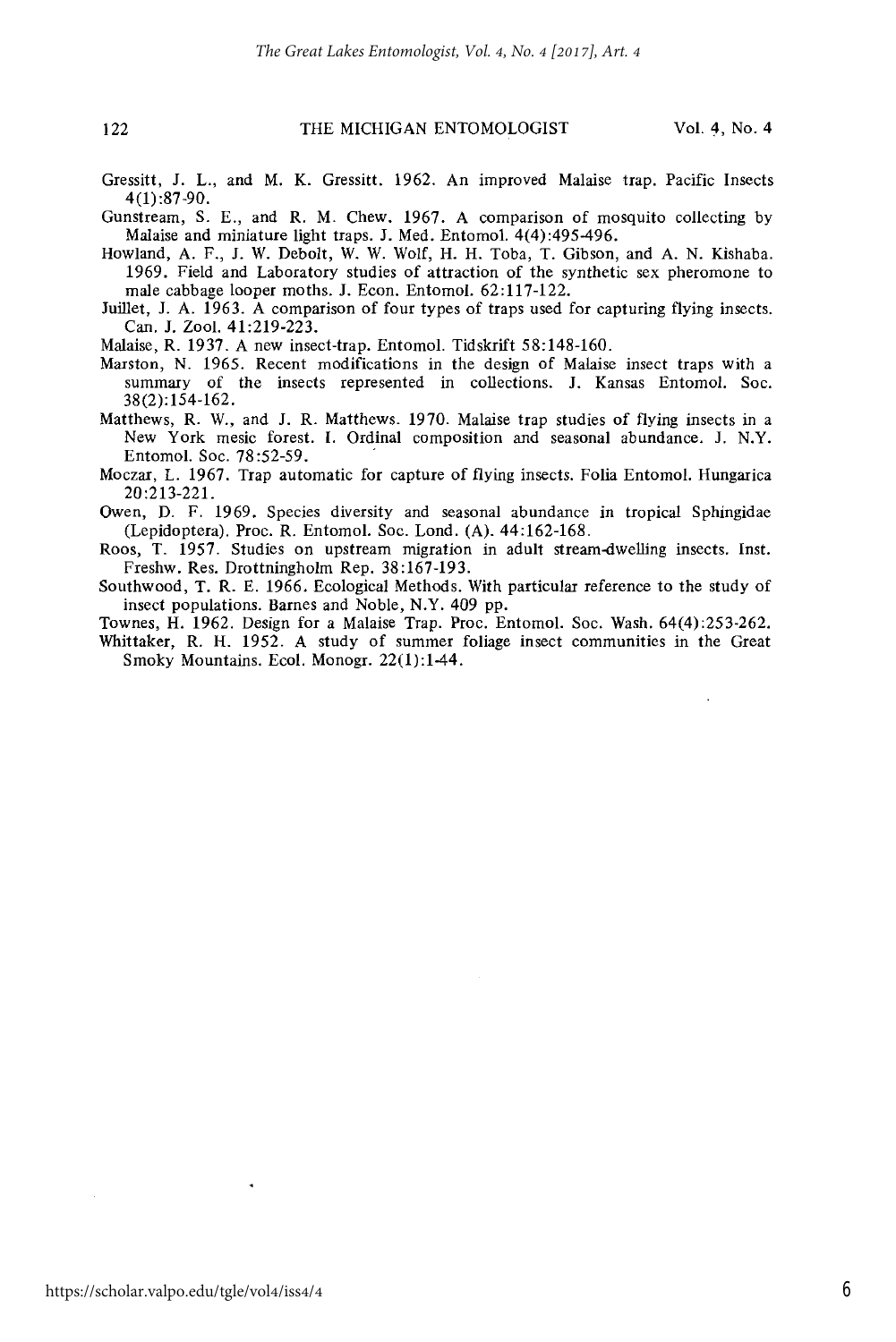Gressitt, J. L., and M. K. Gressitt. 1962. An improved Malaise trap. Pacific Insects 4(1):87-90.

Gunstream, S. E., and R. M. Chew. 1967. A comparison of mosquito collecting by Malaise and miniature light traps. J. Med. Entomol. 4(4):495-496.

Howland, A. F., J. W. Debolt, W. W. Wolf, H. H. Toba, T. Gibson, and A. N. Kishaba. 1969. Field and Laboratory studies of attraction of the synthetic sex pheromone to male cabbage looper moths. J. Econ. Entomol. 62:117-122.

Juillet, J. A. 1963. A comparison of four types of traps used for capturing flying insects. Can. J. Zool. 41:219-223.

Malaise, R. 1937. A new insect-trap. Entomol. Tidskrift 58:148-160.

Marston, N. 1965. Recent modifications in the design of Malaise insect traps with a summary of the insects represented in collections. J. Kansas Entomol. Soc. 38(2):154-162.

Matthews, R. W., and J. R. Matthews. 1970. Malaise trap studies of flying insects in a New York mesic forest. I. Ordinal composition and seasonal abundance. J. N.Y. Entomol. Soc. 78:52-59.

Moczar, L. 1967. Trap automatic for capture of flying insects. Folia Entomol. Hungarica 20:213-221.

Owen, D. F. 1969. Species diversity and seasonal abundance in tropical Sphingidae (Lepidoptera). Proc. R. Entomol. Soc. Lond. (A). 44:162-168.

Roos, T. 1957. Studies on upstream migration in adult stream-dwelling insects. Inst. Freshw. Res. Drottningholm Rep. 38:167-193.

Southwood, T. R. E. 1966. Ecological Methods. With particular reference to the study of insect populations. Barnes and Noble, N.Y. 409 pp.

Townes, H. 1962. Design for a Malaise Trap. Proc. Entomol. Soc. Wash. 64(4):253-262.

Whittaker, R. H. 1952. A study of summer foliage insect communities in the Great Smoky Mountains. Ecol. Monogr. 22(1):1-44.